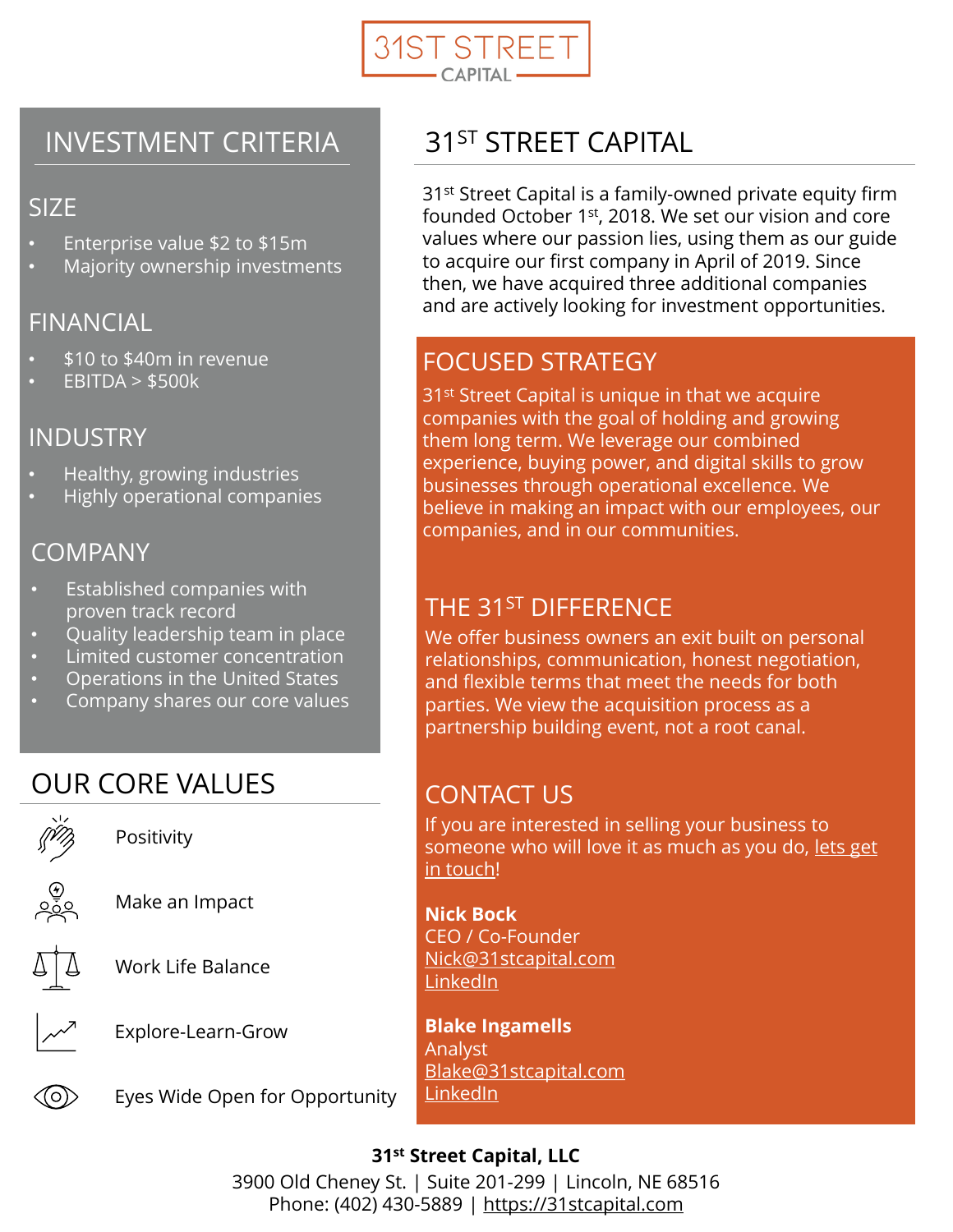# 31ST STREET CAPITAL

## INVESTMENT CRITERIA

### SIZE

- Enterprise value $2 to $15m
- Majority ownership investments

### FINANCIAL

- $10 to $40m in revenue
- EBITDA > $500k

### INDUSTRY

- Healthy, growing industries
- Highly operational companies

### COMPANY

- Established companies with proven track record
- Quality leadership team in place
- Limited customer concentration
- Operations in the United States
- Company shares our core values

## OUR CORE VALUES

- Positivity
- Make an Impact
- Work Life Balance
- Explore-Learn-Grow
- Eyes Wide Open for Opportunity

## 31ST STREET CAPITAL

31st Street Capital is a family-owned private equity firm founded October 1st, 2018. We set our vision and core values where our passion lies, using them as our guide to acquire our first company in April of 2019. Since then, we have acquired three additional companies and are actively looking for investment opportunities.

## FOCUSED STRATEGY

31st Street Capital is unique in that we acquire companies with the goal of holding and growing them long term. We leverage our combined experience, buying power, and digital skills to grow businesses through operational excellence. We believe in making an impact with our employees, our companies, and in our communities.

## THE 31ST DIFFERENCE

We offer business owners an exit built on personal relationships, communication, honest negotiation, and flexible terms that meet the needs for both parties. We view the acquisition process as a partnership building event, not a root canal.

## CONTACT US

If you are interested in selling your business to someone who will love it as much as you do, lets get in touch!

**Nick Bock**
CEO / Co-Founder
Nick@31stcapital.com
LinkedIn

**Blake Ingamells**
Analyst
Blake@31stcapital.com
LinkedIn

**31st Street Capital, LLC**
3900 Old Cheney St. | Suite 201-299 | Lincoln, NE 68516
Phone: (402) 430-5889 | https://31stcapital.com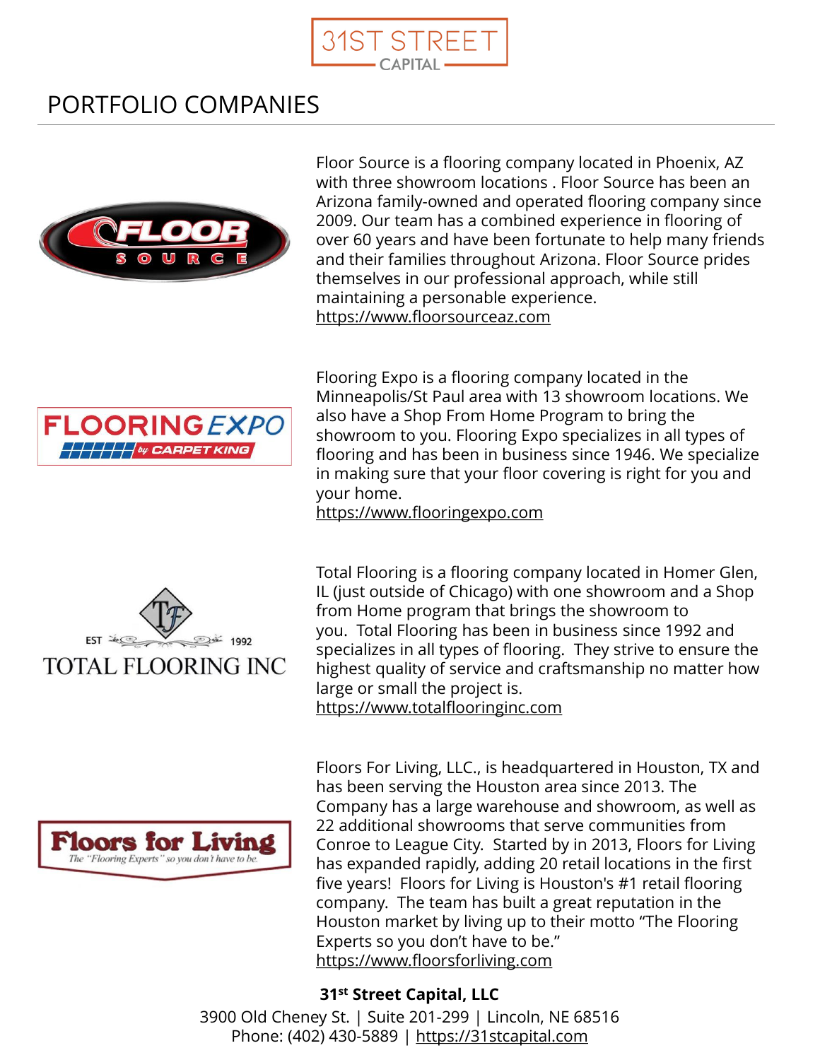31ST STREET CAPITAL

# PORTFOLIO COMPANIES

Floor Source is a flooring company located in Phoenix, AZ with three showroom locations . Floor Source has been an Arizona family-owned and operated flooring company since 2009. Our team has a combined experience in flooring of over 60 years and have been fortunate to help many friends and their families throughout Arizona. Floor Source prides themselves in our professional approach, while still maintaining a personable experience.
https://www.floorsourceaz.com

Flooring Expo is a flooring company located in the Minneapolis/St Paul area with 13 showroom locations. We also have a Shop From Home Program to bring the showroom to you. Flooring Expo specializes in all types of flooring and has been in business since 1946. We specialize in making sure that your floor covering is right for you and your home.
https://www.flooringexpo.com

Total Flooring is a flooring company located in Homer Glen, IL (just outside of Chicago) with one showroom and a Shop from Home program that brings the showroom to you. Total Flooring has been in business since 1992 and specializes in all types of flooring. They strive to ensure the highest quality of service and craftsmanship no matter how large or small the project is.
https://www.totalflooringinc.com

Floors For Living, LLC., is headquartered in Houston, TX and has been serving the Houston area since 2013. The Company has a large warehouse and showroom, as well as 22 additional showrooms that serve communities from Conroe to League City. Started by in 2013, Floors for Living has expanded rapidly, adding 20 retail locations in the first five years! Floors for Living is Houston's #1 retail flooring company. The team has built a great reputation in the Houston market by living up to their motto "The Flooring Experts so you don't have to be."
https://www.floorsforliving.com

**31st Street Capital, LLC**
3900 Old Cheney St. | Suite 201-299 | Lincoln, NE 68516
Phone: (402) 430-5889 | https://31stcapital.com